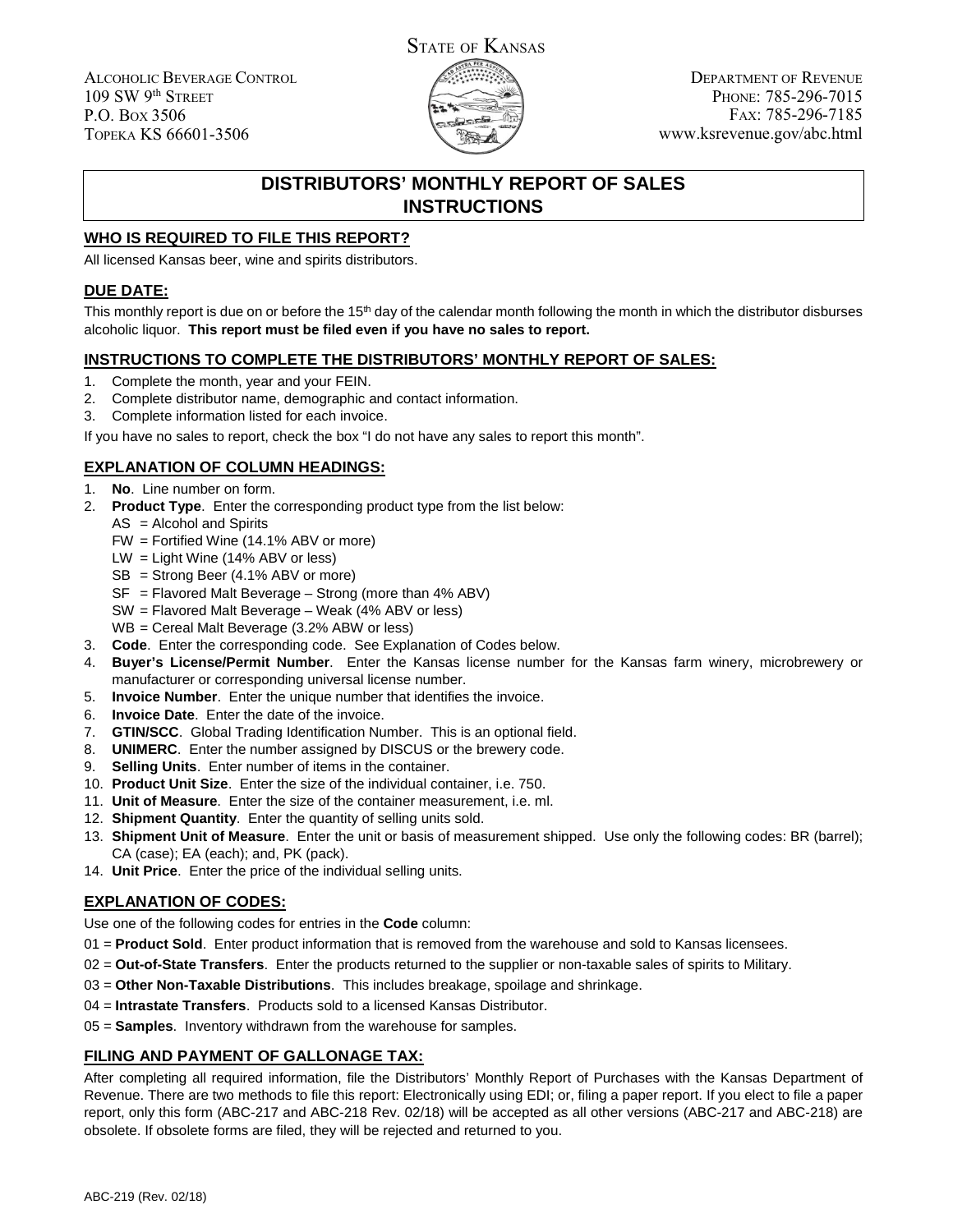STATE OF KANSAS

ALCOHOLIC BEVERAGE CONTROL
109 SW 9th STREET
P.O. BOX 3506
TOPEKA KS 66601-3506

DEPARTMENT OF REVENUE
PHONE: 785-296-7015
FAX: 785-296-7185
www.ksrevenue.gov/abc.html

# DISTRIBUTORS' MONTHLY REPORT OF SALES INSTRUCTIONS

## WHO IS REQUIRED TO FILE THIS REPORT?

All licensed Kansas beer, wine and spirits distributors.

## DUE DATE:

This monthly report is due on or before the 15th day of the calendar month following the month in which the distributor disburses alcoholic liquor. **This report must be filed even if you have no sales to report.**

## INSTRUCTIONS TO COMPLETE THE DISTRIBUTORS' MONTHLY REPORT OF SALES:

1. Complete the month, year and your FEIN.
2. Complete distributor name, demographic and contact information.
3. Complete information listed for each invoice.

If you have no sales to report, check the box "I do not have any sales to report this month".

## EXPLANATION OF COLUMN HEADINGS:

1. **No**. Line number on form.
2. **Product Type**. Enter the corresponding product type from the list below:
   - AS = Alcohol and Spirits
   - FW = Fortified Wine (14.1% ABV or more)
   - LW = Light Wine (14% ABV or less)
   - SB = Strong Beer (4.1% ABV or more)
   - SF = Flavored Malt Beverage – Strong (more than 4% ABV)
   - SW = Flavored Malt Beverage – Weak (4% ABV or less)
   - WB = Cereal Malt Beverage (3.2% ABW or less)
3. **Code**. Enter the corresponding code. See Explanation of Codes below.
4. **Buyer's License/Permit Number**. Enter the Kansas license number for the Kansas farm winery, microbrewery or manufacturer or corresponding universal license number.
5. **Invoice Number**. Enter the unique number that identifies the invoice.
6. **Invoice Date**. Enter the date of the invoice.
7. **GTIN/SCC**. Global Trading Identification Number. This is an optional field.
8. **UNIMERC**. Enter the number assigned by DISCUS or the brewery code.
9. **Selling Units**. Enter number of items in the container.
10. **Product Unit Size**. Enter the size of the individual container, i.e. 750.
11. **Unit of Measure**. Enter the size of the container measurement, i.e. ml.
12. **Shipment Quantity**. Enter the quantity of selling units sold.
13. **Shipment Unit of Measure**. Enter the unit or basis of measurement shipped. Use only the following codes: BR (barrel); CA (case); EA (each); and, PK (pack).
14. **Unit Price**. Enter the price of the individual selling units.

## EXPLANATION OF CODES:

Use one of the following codes for entries in the **Code** column:

01 = **Product Sold**. Enter product information that is removed from the warehouse and sold to Kansas licensees.

02 = **Out-of-State Transfers**. Enter the products returned to the supplier or non-taxable sales of spirits to Military.

03 = **Other Non-Taxable Distributions**. This includes breakage, spoilage and shrinkage.

04 = **Intrastate Transfers**. Products sold to a licensed Kansas Distributor.

05 = **Samples**. Inventory withdrawn from the warehouse for samples.

## FILING AND PAYMENT OF GALLONAGE TAX:

After completing all required information, file the Distributors' Monthly Report of Purchases with the Kansas Department of Revenue. There are two methods to file this report: Electronically using EDI; or, filing a paper report. If you elect to file a paper report, only this form (ABC-217 and ABC-218 Rev. 02/18) will be accepted as all other versions (ABC-217 and ABC-218) are obsolete. If obsolete forms are filed, they will be rejected and returned to you.

ABC-219 (Rev. 02/18)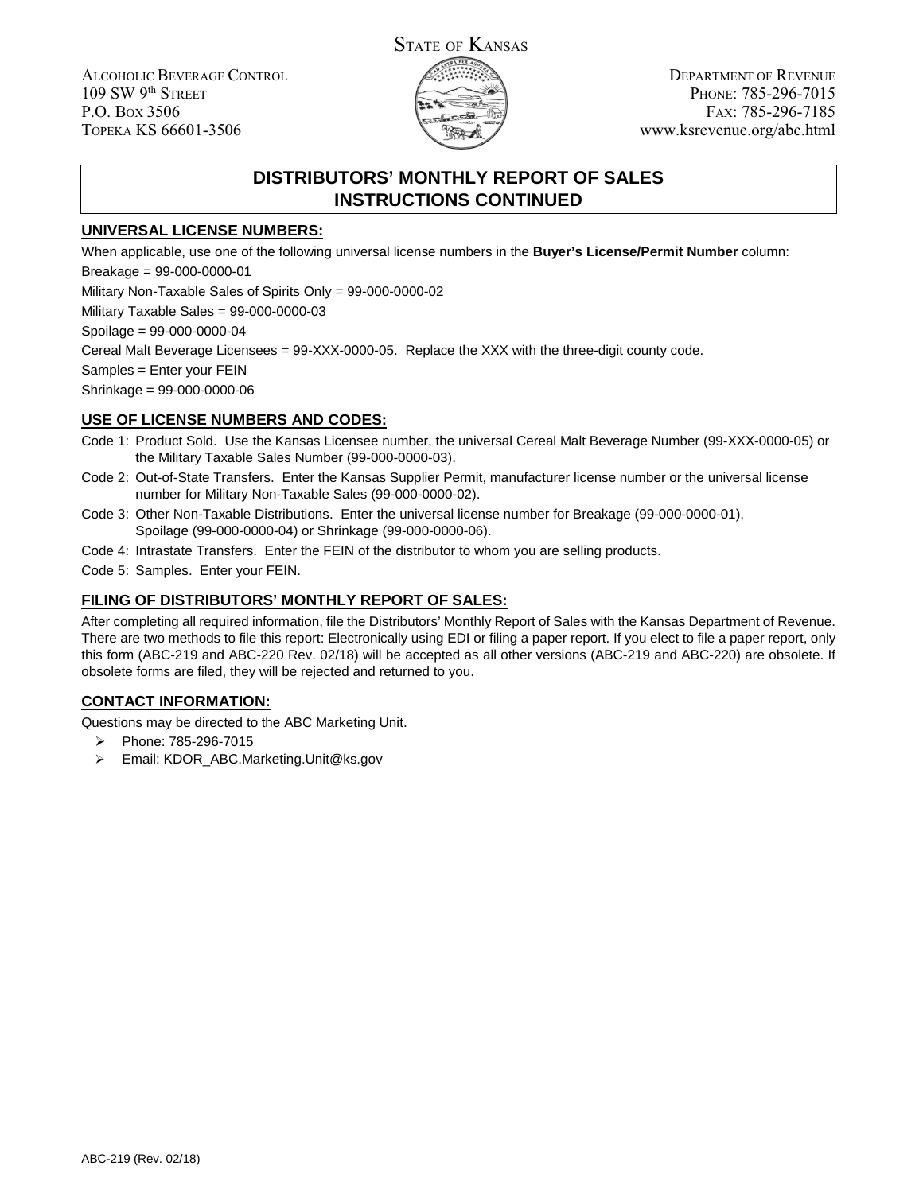STATE OF KANSAS

ALCOHOLIC BEVERAGE CONTROL
109 SW 9th STREET
P.O. BOX 3506
TOPEKA KS 66601-3506

DEPARTMENT OF REVENUE
PHONE: 785-296-7015
FAX: 785-296-7185
www.ksrevenue.org/abc.html

# DISTRIBUTORS' MONTHLY REPORT OF SALES INSTRUCTIONS CONTINUED

## UNIVERSAL LICENSE NUMBERS:

When applicable, use one of the following universal license numbers in the **Buyer's License/Permit Number** column:

Breakage = 99-000-0000-01

Military Non-Taxable Sales of Spirits Only = 99-000-0000-02

Military Taxable Sales = 99-000-0000-03

Spoilage = 99-000-0000-04

Cereal Malt Beverage Licensees = 99-XXX-0000-05. Replace the XXX with the three-digit county code.

Samples = Enter your FEIN

Shrinkage = 99-000-0000-06

## USE OF LICENSE NUMBERS AND CODES:

Code 1: Product Sold. Use the Kansas Licensee number, the universal Cereal Malt Beverage Number (99-XXX-0000-05) or the Military Taxable Sales Number (99-000-0000-03).

Code 2: Out-of-State Transfers. Enter the Kansas Supplier Permit, manufacturer license number or the universal license number for Military Non-Taxable Sales (99-000-0000-02).

Code 3: Other Non-Taxable Distributions. Enter the universal license number for Breakage (99-000-0000-01), Spoilage (99-000-0000-04) or Shrinkage (99-000-0000-06).

Code 4: Intrastate Transfers. Enter the FEIN of the distributor to whom you are selling products.

Code 5: Samples. Enter your FEIN.

## FILING OF DISTRIBUTORS' MONTHLY REPORT OF SALES:

After completing all required information, file the Distributors' Monthly Report of Sales with the Kansas Department of Revenue. There are two methods to file this report: Electronically using EDI or filing a paper report. If you elect to file a paper report, only this form (ABC-219 and ABC-220 Rev. 02/18) will be accepted as all other versions (ABC-219 and ABC-220) are obsolete. If obsolete forms are filed, they will be rejected and returned to you.

## CONTACT INFORMATION:

Questions may be directed to the ABC Marketing Unit.

- Phone: 785-296-7015
- Email: KDOR_ABC.Marketing.Unit@ks.gov

ABC-219 (Rev. 02/18)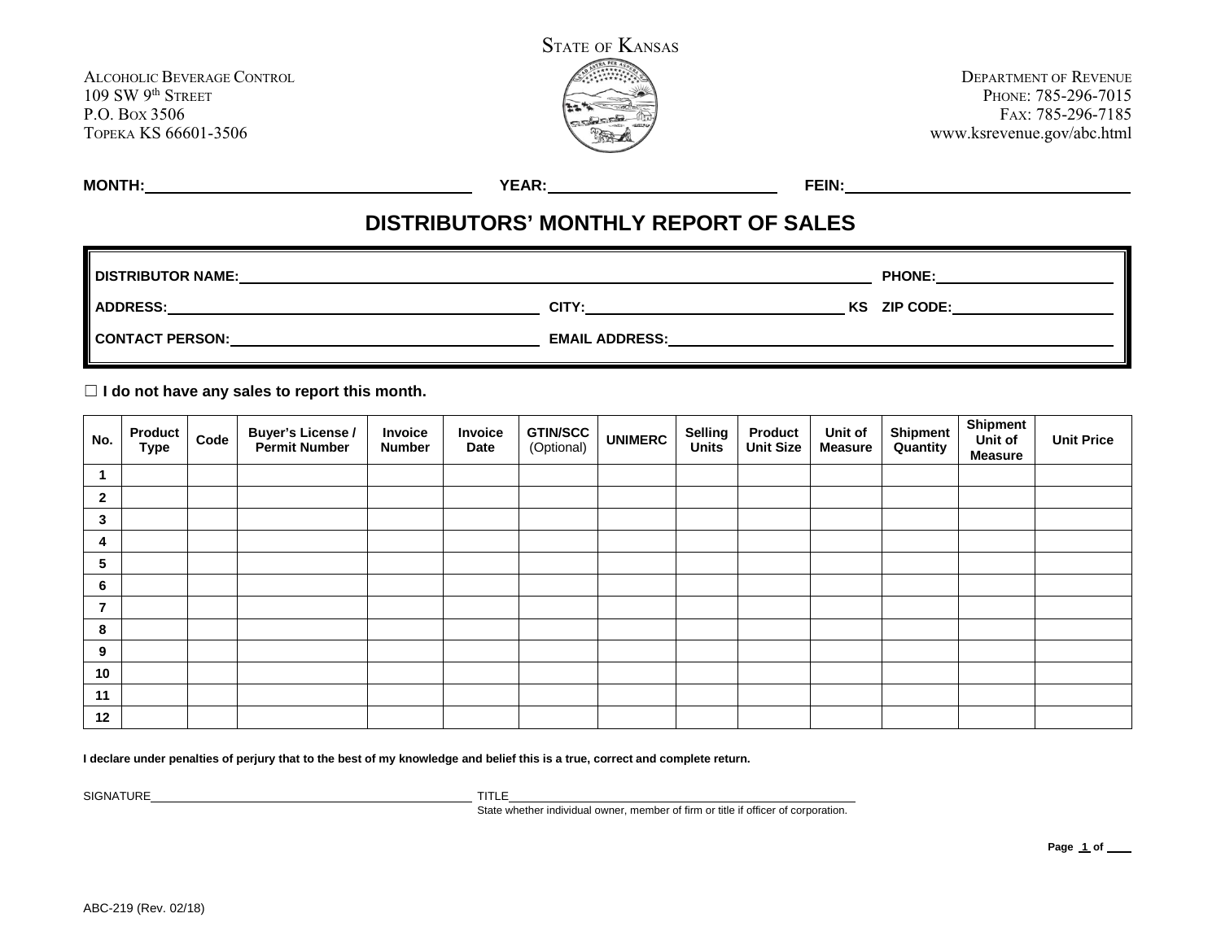STATE OF KANSAS

ALCOHOLIC BEVERAGE CONTROL
109 SW 9th STREET
P.O. BOX 3506
TOPEKA KS 66601-3506

DEPARTMENT OF REVENUE
PHONE: 785-296-7015
FAX: 785-296-7185
www.ksrevenue.gov/abc.html

**MONTH:** ______________________ **YEAR:** ______________________ **FEIN:** ______________________

# DISTRIBUTORS' MONTHLY REPORT OF SALES

**DISTRIBUTOR NAME:** ______________________ **PHONE:** ______________________

**ADDRESS:** ______________________ **CITY:** ______________________ **KS ZIP CODE:** ______________________

**CONTACT PERSON:** ______________________ **EMAIL ADDRESS:** ______________________

☐ **I do not have any sales to report this month.**

| No. | Product Type | Code | Buyer's License / Permit Number | Invoice Number | Invoice Date | GTIN/SCC (Optional) | UNIMERC | Selling Units | Product Unit Size | Unit of Measure | Shipment Quantity | Shipment Unit of Measure | Unit Price |
|---|---|---|---|---|---|---|---|---|---|---|---|---|---|
| 1 | | | | | | | | | | | | | |
| 2 | | | | | | | | | | | | | |
| 3 | | | | | | | | | | | | | |
| 4 | | | | | | | | | | | | | |
| 5 | | | | | | | | | | | | | |
| 6 | | | | | | | | | | | | | |
| 7 | | | | | | | | | | | | | |
| 8 | | | | | | | | | | | | | |
| 9 | | | | | | | | | | | | | |
| 10 | | | | | | | | | | | | | |
| 11 | | | | | | | | | | | | | |
| 12 | | | | | | | | | | | | | |

**I declare under penalties of perjury that to the best of my knowledge and belief this is a true, correct and complete return.**

SIGNATURE ______________________ TITLE ______________________
State whether individual owner, member of firm or title if officer of corporation.

**Page 1 of ____**

ABC-219 (Rev. 02/18)